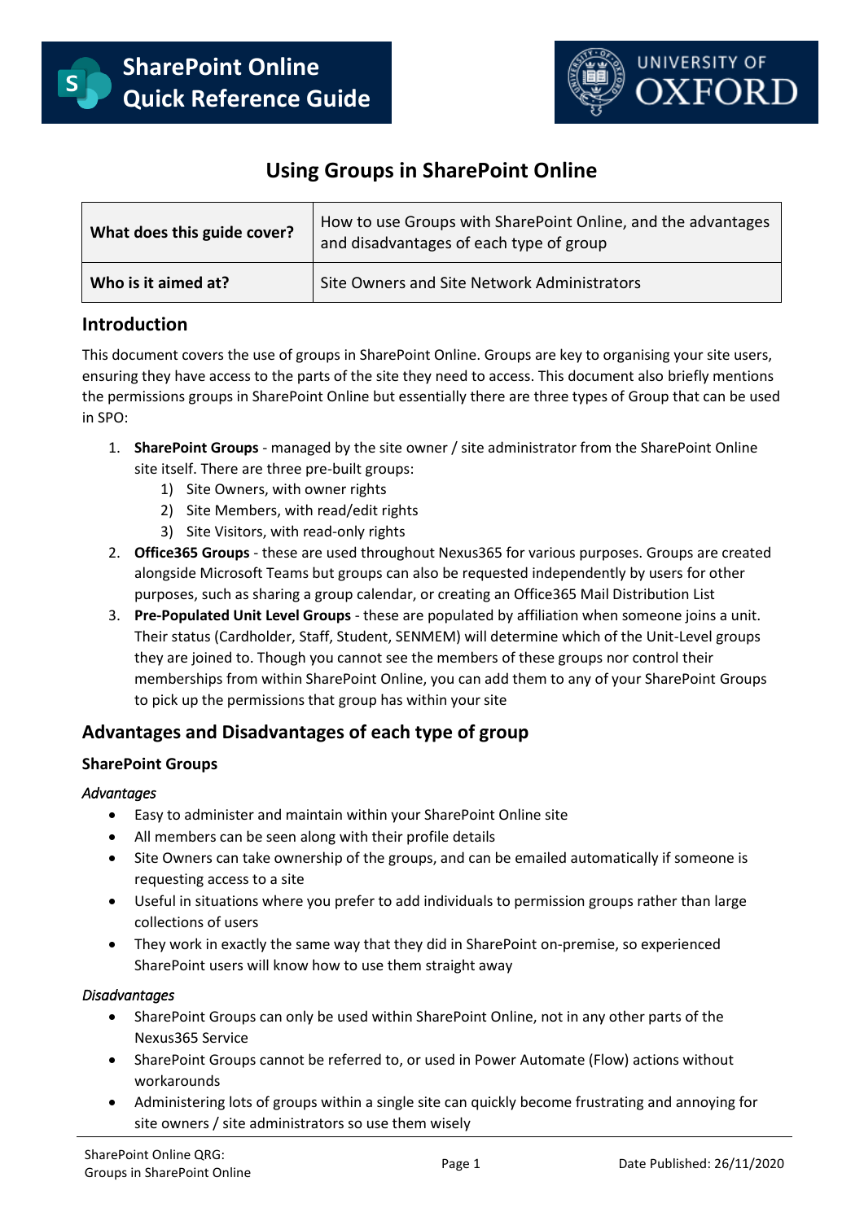SharePoint Online Quick Reference Guide

UNIVERSITY OF OXFORD

# Using Groups in SharePoint Online

| **What does this guide cover?** | How to use Groups with SharePoint Online, and the advantages and disadvantages of each type of group |
|---|---|
| **Who is it aimed at?** | Site Owners and Site Network Administrators |

## Introduction

This document covers the use of groups in SharePoint Online. Groups are key to organising your site users, ensuring they have access to the parts of the site they need to access. This document also briefly mentions the permissions groups in SharePoint Online but essentially there are three types of Group that can be used in SPO:

1. **SharePoint Groups** - managed by the site owner / site administrator from the SharePoint Online site itself. There are three pre-built groups:
    1) Site Owners, with owner rights
    2) Site Members, with read/edit rights
    3) Site Visitors, with read-only rights
2. **Office365 Groups** - these are used throughout Nexus365 for various purposes. Groups are created alongside Microsoft Teams but groups can also be requested independently by users for other purposes, such as sharing a group calendar, or creating an Office365 Mail Distribution List
3. **Pre-Populated Unit Level Groups** - these are populated by affiliation when someone joins a unit. Their status (Cardholder, Staff, Student, SENMEM) will determine which of the Unit-Level groups they are joined to. Though you cannot see the members of these groups nor control their memberships from within SharePoint Online, you can add them to any of your SharePoint Groups to pick up the permissions that group has within your site

## Advantages and Disadvantages of each type of group

### SharePoint Groups

*Advantages*

- Easy to administer and maintain within your SharePoint Online site
- All members can be seen along with their profile details
- Site Owners can take ownership of the groups, and can be emailed automatically if someone is requesting access to a site
- Useful in situations where you prefer to add individuals to permission groups rather than large collections of users
- They work in exactly the same way that they did in SharePoint on-premise, so experienced SharePoint users will know how to use them straight away

*Disadvantages*

- SharePoint Groups can only be used within SharePoint Online, not in any other parts of the Nexus365 Service
- SharePoint Groups cannot be referred to, or used in Power Automate (Flow) actions without workarounds
- Administering lots of groups within a single site can quickly become frustrating and annoying for site owners / site administrators so use them wisely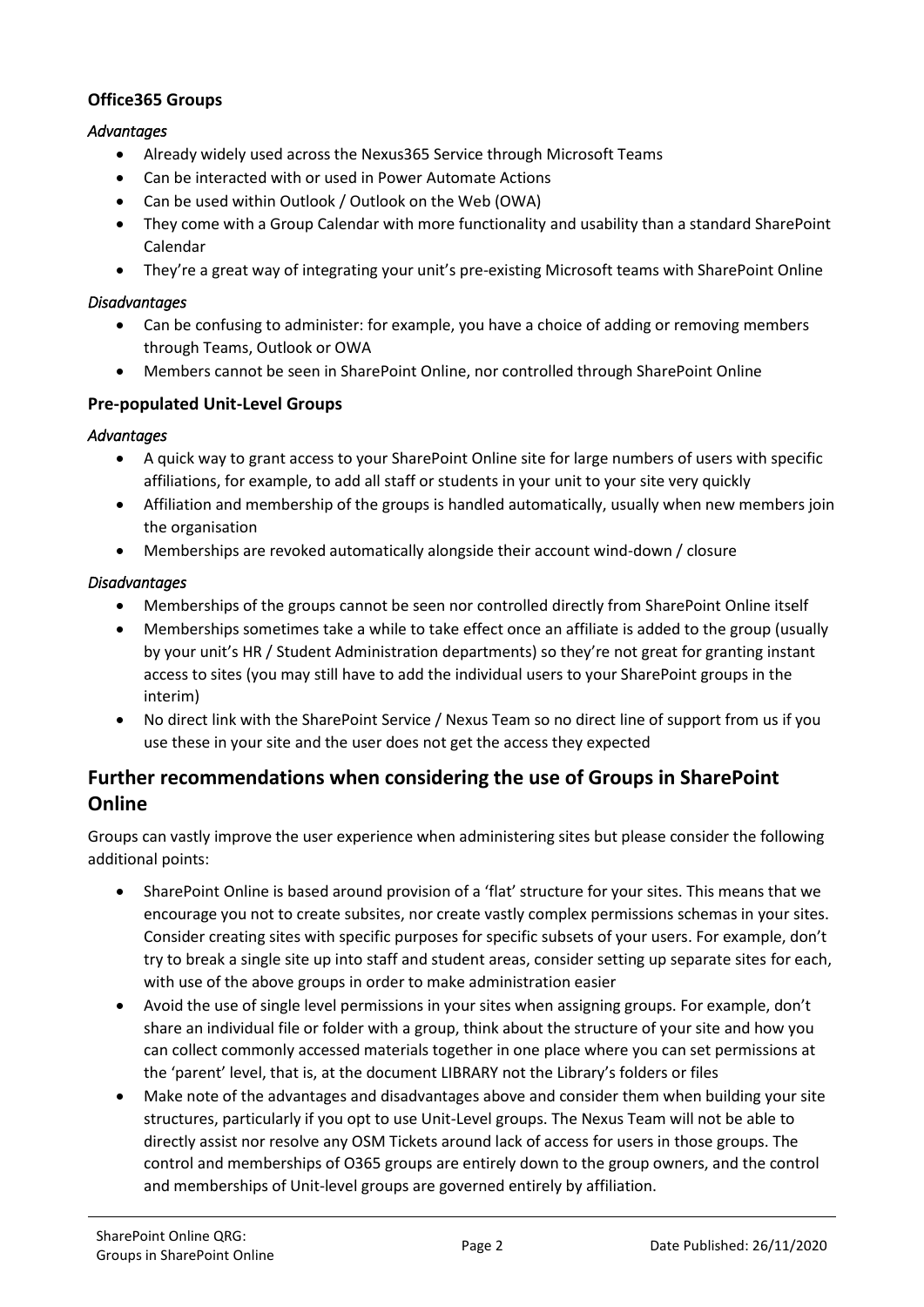### Office365 Groups

*Advantages*

- Already widely used across the Nexus365 Service through Microsoft Teams
- Can be interacted with or used in Power Automate Actions
- Can be used within Outlook / Outlook on the Web (OWA)
- They come with a Group Calendar with more functionality and usability than a standard SharePoint Calendar
- They're a great way of integrating your unit's pre-existing Microsoft teams with SharePoint Online

*Disadvantages*

- Can be confusing to administer: for example, you have a choice of adding or removing members through Teams, Outlook or OWA
- Members cannot be seen in SharePoint Online, nor controlled through SharePoint Online

### Pre-populated Unit-Level Groups

*Advantages*

- A quick way to grant access to your SharePoint Online site for large numbers of users with specific affiliations, for example, to add all staff or students in your unit to your site very quickly
- Affiliation and membership of the groups is handled automatically, usually when new members join the organisation
- Memberships are revoked automatically alongside their account wind-down / closure

*Disadvantages*

- Memberships of the groups cannot be seen nor controlled directly from SharePoint Online itself
- Memberships sometimes take a while to take effect once an affiliate is added to the group (usually by your unit's HR / Student Administration departments) so they're not great for granting instant access to sites (you may still have to add the individual users to your SharePoint groups in the interim)
- No direct link with the SharePoint Service / Nexus Team so no direct line of support from us if you use these in your site and the user does not get the access they expected

## Further recommendations when considering the use of Groups in SharePoint Online

Groups can vastly improve the user experience when administering sites but please consider the following additional points:

- SharePoint Online is based around provision of a 'flat' structure for your sites. This means that we encourage you not to create subsites, nor create vastly complex permissions schemas in your sites. Consider creating sites with specific purposes for specific subsets of your users. For example, don't try to break a single site up into staff and student areas, consider setting up separate sites for each, with use of the above groups in order to make administration easier
- Avoid the use of single level permissions in your sites when assigning groups. For example, don't share an individual file or folder with a group, think about the structure of your site and how you can collect commonly accessed materials together in one place where you can set permissions at the 'parent' level, that is, at the document LIBRARY not the Library's folders or files
- Make note of the advantages and disadvantages above and consider them when building your site structures, particularly if you opt to use Unit-Level groups. The Nexus Team will not be able to directly assist nor resolve any OSM Tickets around lack of access for users in those groups. The control and memberships of O365 groups are entirely down to the group owners, and the control and memberships of Unit-level groups are governed entirely by affiliation.